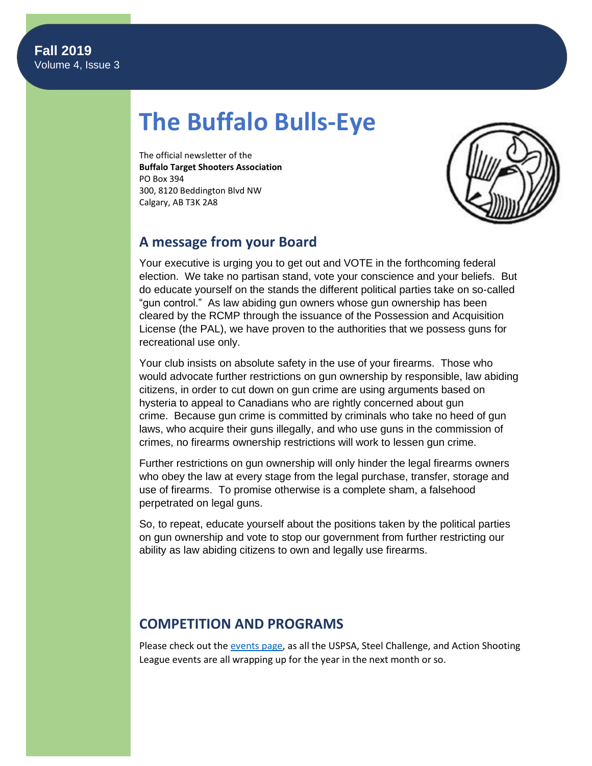**Fall 2019**
Volume 4, Issue 3

# The Buffalo Bulls-Eye

The official newsletter of the
**Buffalo Target Shooters Association**
PO Box 394
300, 8120 Beddington Blvd NW
Calgary, AB T3K 2A8

## A message from your Board

Your executive is urging you to get out and VOTE in the forthcoming federal election. We take no partisan stand, vote your conscience and your beliefs. But do educate yourself on the stands the different political parties take on so-called "gun control." As law abiding gun owners whose gun ownership has been cleared by the RCMP through the issuance of the Possession and Acquisition License (the PAL), we have proven to the authorities that we possess guns for recreational use only.

Your club insists on absolute safety in the use of your firearms. Those who would advocate further restrictions on gun ownership by responsible, law abiding citizens, in order to cut down on gun crime are using arguments based on hysteria to appeal to Canadians who are rightly concerned about gun crime. Because gun crime is committed by criminals who take no heed of gun laws, who acquire their guns illegally, and who use guns in the commission of crimes, no firearms ownership restrictions will work to lessen gun crime.

Further restrictions on gun ownership will only hinder the legal firearms owners who obey the law at every stage from the legal purchase, transfer, storage and use of firearms. To promise otherwise is a complete sham, a falsehood perpetrated on legal guns.

So, to repeat, educate yourself about the positions taken by the political parties on gun ownership and vote to stop our government from further restricting our ability as law abiding citizens to own and legally use firearms.

## COMPETITION AND PROGRAMS

Please check out the events page, as all the USPSA, Steel Challenge, and Action Shooting League events are all wrapping up for the year in the next month or so.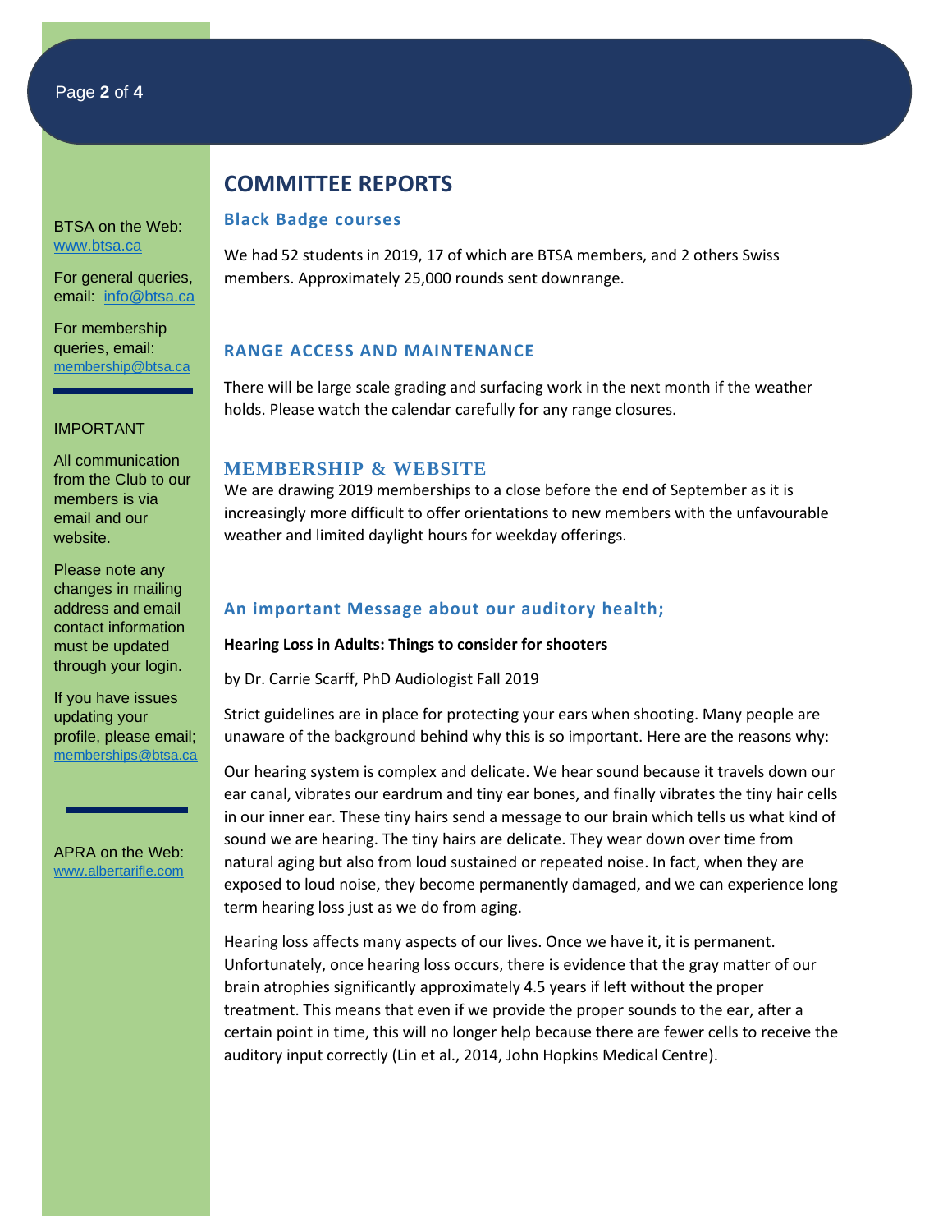BTSA on the Web: www.btsa.ca

For general queries, email: info@btsa.ca

For membership queries, email: membership@btsa.ca

IMPORTANT

All communication from the Club to our members is via email and our website.

Please note any changes in mailing address and email contact information must be updated through your login.

If you have issues updating your profile, please email; memberships@btsa.ca

APRA on the Web: www.albertarifle.com

# COMMITTEE REPORTS

## Black Badge courses

We had 52 students in 2019, 17 of which are BTSA members, and 2 others Swiss members. Approximately 25,000 rounds sent downrange.

## RANGE ACCESS AND MAINTENANCE

There will be large scale grading and surfacing work in the next month if the weather holds. Please watch the calendar carefully for any range closures.

## MEMBERSHIP & WEBSITE

We are drawing 2019 memberships to a close before the end of September as it is increasingly more difficult to offer orientations to new members with the unfavourable weather and limited daylight hours for weekday offerings.

## An important Message about our auditory health;

**Hearing Loss in Adults: Things to consider for shooters**

by Dr. Carrie Scarff, PhD Audiologist Fall 2019

Strict guidelines are in place for protecting your ears when shooting. Many people are unaware of the background behind why this is so important. Here are the reasons why:

Our hearing system is complex and delicate. We hear sound because it travels down our ear canal, vibrates our eardrum and tiny ear bones, and finally vibrates the tiny hair cells in our inner ear. These tiny hairs send a message to our brain which tells us what kind of sound we are hearing. The tiny hairs are delicate. They wear down over time from natural aging but also from loud sustained or repeated noise. In fact, when they are exposed to loud noise, they become permanently damaged, and we can experience long term hearing loss just as we do from aging.

Hearing loss affects many aspects of our lives. Once we have it, it is permanent. Unfortunately, once hearing loss occurs, there is evidence that the gray matter of our brain atrophies significantly approximately 4.5 years if left without the proper treatment. This means that even if we provide the proper sounds to the ear, after a certain point in time, this will no longer help because there are fewer cells to receive the auditory input correctly (Lin et al., 2014, John Hopkins Medical Centre).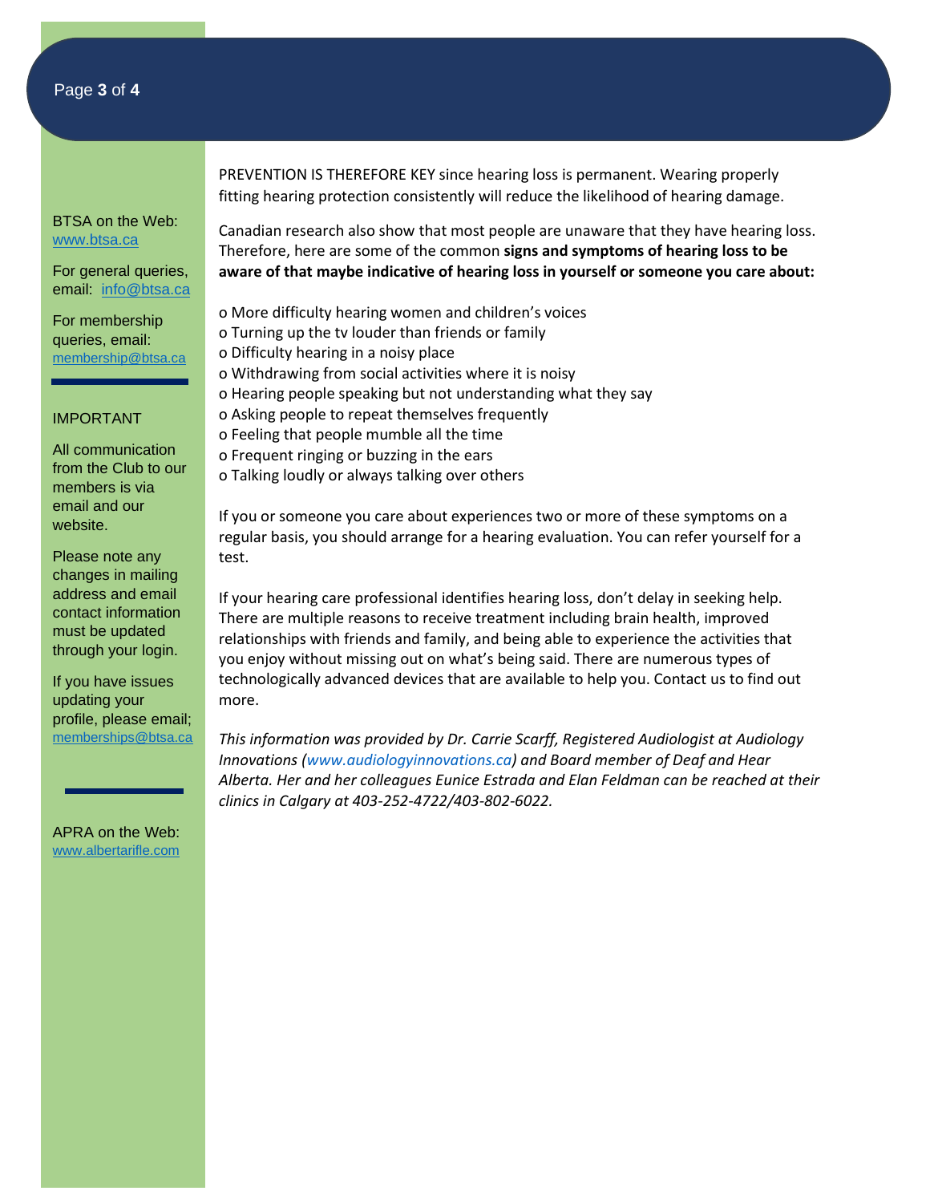PREVENTION IS THEREFORE KEY since hearing loss is permanent. Wearing properly fitting hearing protection consistently will reduce the likelihood of hearing damage.

Canadian research also show that most people are unaware that they have hearing loss. Therefore, here are some of the common **signs and symptoms of hearing loss to be aware of that maybe indicative of hearing loss in yourself or someone you care about:**

- More difficulty hearing women and children's voices
- Turning up the tv louder than friends or family
- Difficulty hearing in a noisy place
- Withdrawing from social activities where it is noisy
- Hearing people speaking but not understanding what they say
- Asking people to repeat themselves frequently
- Feeling that people mumble all the time
- Frequent ringing or buzzing in the ears
- Talking loudly or always talking over others

If you or someone you care about experiences two or more of these symptoms on a regular basis, you should arrange for a hearing evaluation. You can refer yourself for a test.

If your hearing care professional identifies hearing loss, don't delay in seeking help. There are multiple reasons to receive treatment including brain health, improved relationships with friends and family, and being able to experience the activities that you enjoy without missing out on what's being said. There are numerous types of technologically advanced devices that are available to help you. Contact us to find out more.

*This information was provided by Dr. Carrie Scarff, Registered Audiologist at Audiology Innovations (www.audiologyinnovations.ca) and Board member of Deaf and Hear Alberta. Her and her colleagues Eunice Estrada and Elan Feldman can be reached at their clinics in Calgary at 403-252-4722/403-802-6022.*

BTSA on the Web: www.btsa.ca

For general queries, email: info@btsa.ca

For membership queries, email: membership@btsa.ca

IMPORTANT

All communication from the Club to our members is via email and our website.

Please note any changes in mailing address and email contact information must be updated through your login.

If you have issues updating your profile, please email; memberships@btsa.ca

APRA on the Web: www.albertarifle.com